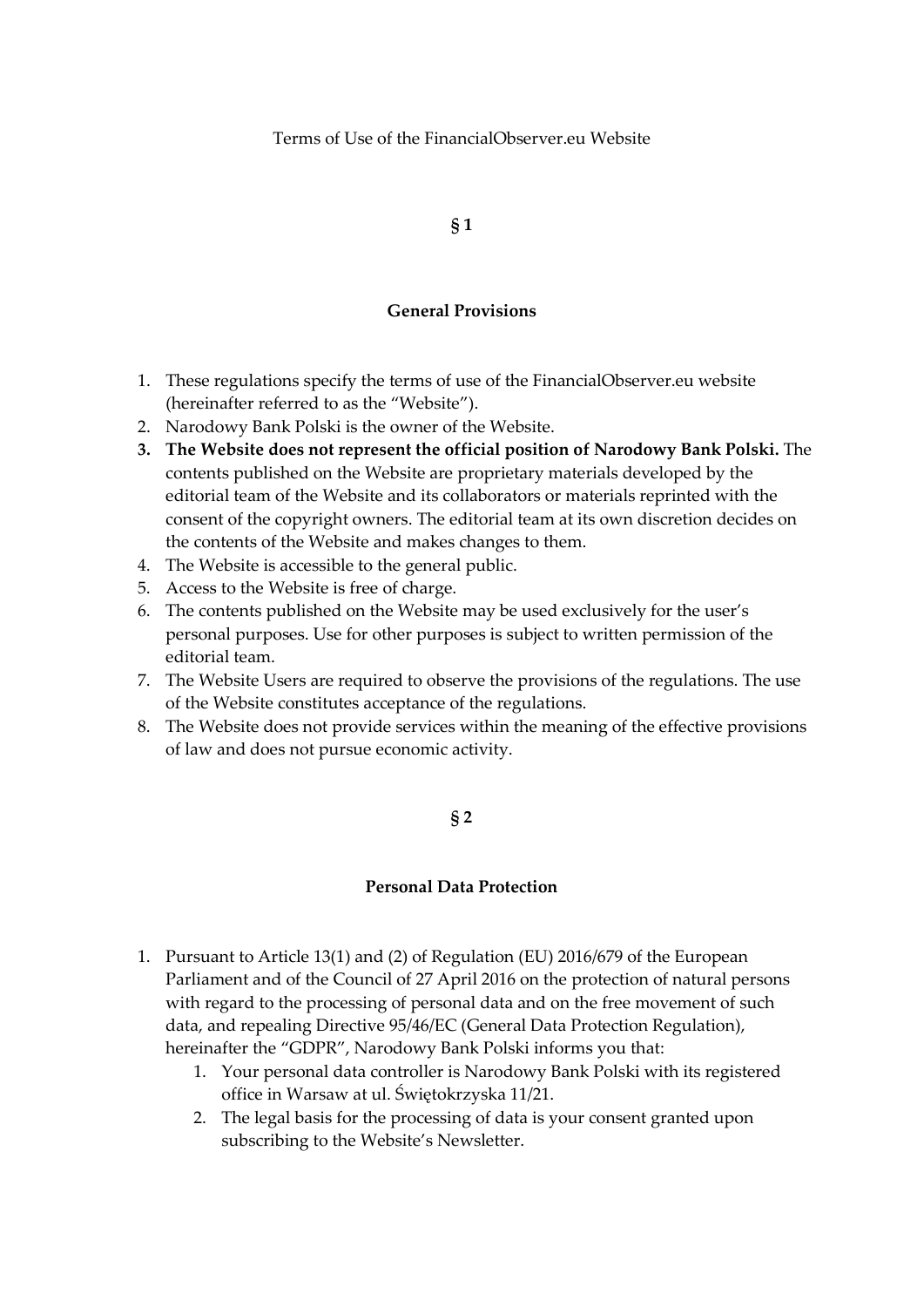# Terms of Use of the FinancialObserver.eu Website

## § 1

### General Provisions

1. These regulations specify the terms of use of the FinancialObserver.eu website (hereinafter referred to as the "Website").
2. Narodowy Bank Polski is the owner of the Website.
3. **The Website does not represent the official position of Narodowy Bank Polski.** The contents published on the Website are proprietary materials developed by the editorial team of the Website and its collaborators or materials reprinted with the consent of the copyright owners. The editorial team at its own discretion decides on the contents of the Website and makes changes to them.
4. The Website is accessible to the general public.
5. Access to the Website is free of charge.
6. The contents published on the Website may be used exclusively for the user's personal purposes. Use for other purposes is subject to written permission of the editorial team.
7. The Website Users are required to observe the provisions of the regulations. The use of the Website constitutes acceptance of the regulations.
8. The Website does not provide services within the meaning of the effective provisions of law and does not pursue economic activity.

## § 2

### Personal Data Protection

1. Pursuant to Article 13(1) and (2) of Regulation (EU) 2016/679 of the European Parliament and of the Council of 27 April 2016 on the protection of natural persons with regard to the processing of personal data and on the free movement of such data, and repealing Directive 95/46/EC (General Data Protection Regulation), hereinafter the "GDPR", Narodowy Bank Polski informs you that:
   1. Your personal data controller is Narodowy Bank Polski with its registered office in Warsaw at ul. Świętokrzyska 11/21.
   2. The legal basis for the processing of data is your consent granted upon subscribing to the Website's Newsletter.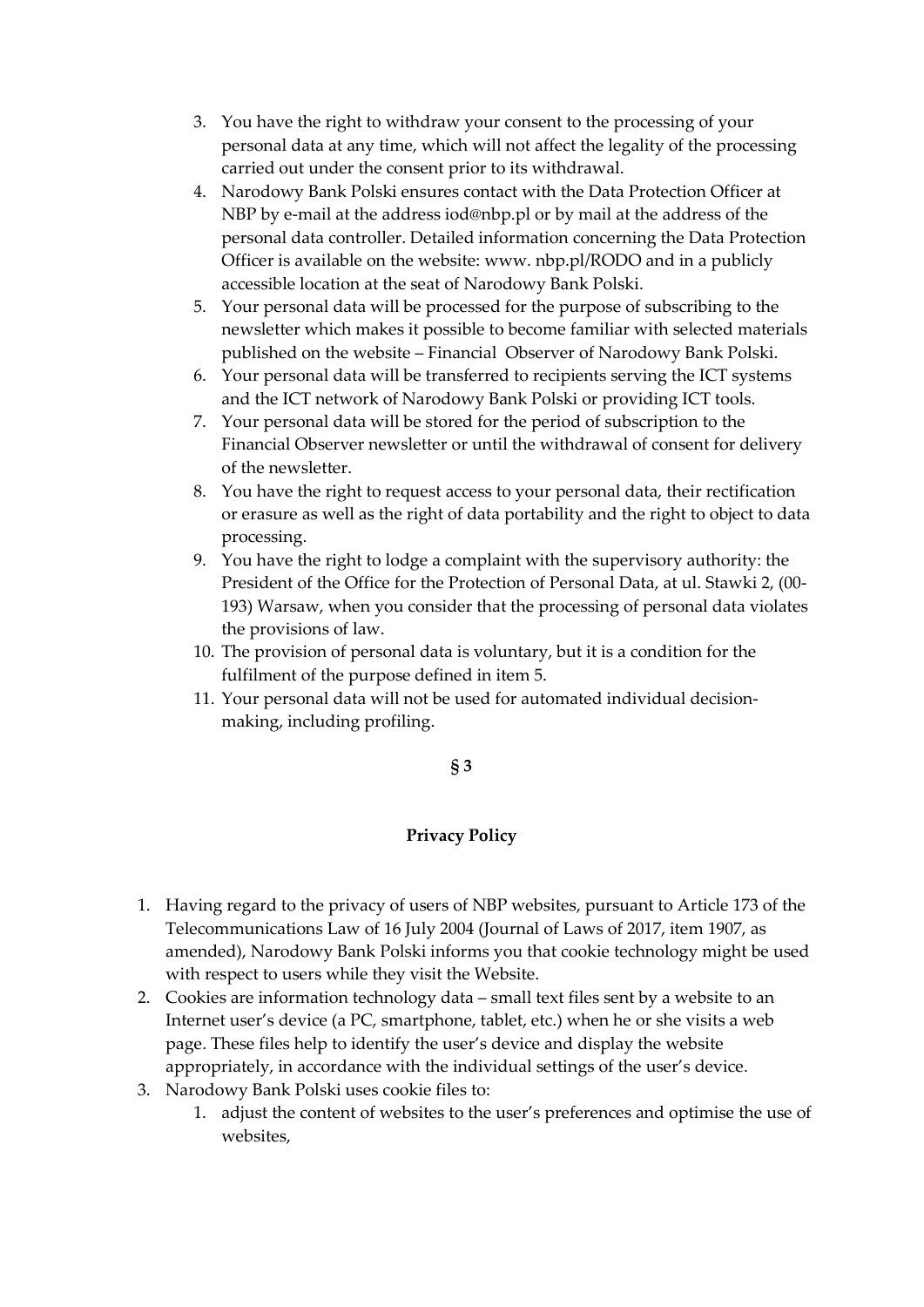3. You have the right to withdraw your consent to the processing of your personal data at any time, which will not affect the legality of the processing carried out under the consent prior to its withdrawal.
4. Narodowy Bank Polski ensures contact with the Data Protection Officer at NBP by e-mail at the address iod@nbp.pl or by mail at the address of the personal data controller. Detailed information concerning the Data Protection Officer is available on the website: www. nbp.pl/RODO and in a publicly accessible location at the seat of Narodowy Bank Polski.
5. Your personal data will be processed for the purpose of subscribing to the newsletter which makes it possible to become familiar with selected materials published on the website – Financial Observer of Narodowy Bank Polski.
6. Your personal data will be transferred to recipients serving the ICT systems and the ICT network of Narodowy Bank Polski or providing ICT tools.
7. Your personal data will be stored for the period of subscription to the Financial Observer newsletter or until the withdrawal of consent for delivery of the newsletter.
8. You have the right to request access to your personal data, their rectification or erasure as well as the right of data portability and the right to object to data processing.
9. You have the right to lodge a complaint with the supervisory authority: the President of the Office for the Protection of Personal Data, at ul. Stawki 2, (00-193) Warsaw, when you consider that the processing of personal data violates the provisions of law.
10. The provision of personal data is voluntary, but it is a condition for the fulfilment of the purpose defined in item 5.
11. Your personal data will not be used for automated individual decision-making, including profiling.

**§ 3**

**Privacy Policy**

1. Having regard to the privacy of users of NBP websites, pursuant to Article 173 of the Telecommunications Law of 16 July 2004 (Journal of Laws of 2017, item 1907, as amended), Narodowy Bank Polski informs you that cookie technology might be used with respect to users while they visit the Website.
2. Cookies are information technology data – small text files sent by a website to an Internet user's device (a PC, smartphone, tablet, etc.) when he or she visits a web page. These files help to identify the user's device and display the website appropriately, in accordance with the individual settings of the user's device.
3. Narodowy Bank Polski uses cookie files to:
   1. adjust the content of websites to the user's preferences and optimise the use of websites,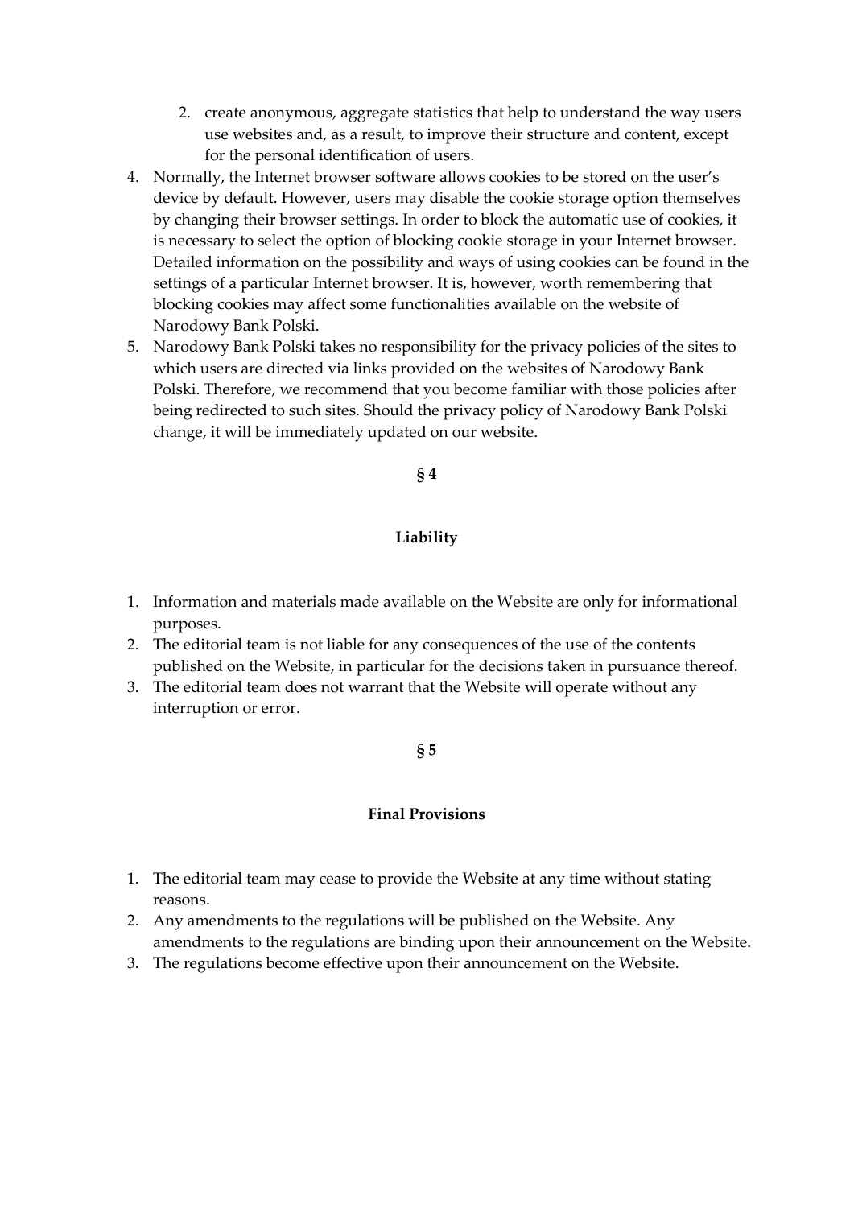2. create anonymous, aggregate statistics that help to understand the way users use websites and, as a result, to improve their structure and content, except for the personal identification of users.

4. Normally, the Internet browser software allows cookies to be stored on the user's device by default. However, users may disable the cookie storage option themselves by changing their browser settings. In order to block the automatic use of cookies, it is necessary to select the option of blocking cookie storage in your Internet browser. Detailed information on the possibility and ways of using cookies can be found in the settings of a particular Internet browser. It is, however, worth remembering that blocking cookies may affect some functionalities available on the website of Narodowy Bank Polski.
5. Narodowy Bank Polski takes no responsibility for the privacy policies of the sites to which users are directed via links provided on the websites of Narodowy Bank Polski. Therefore, we recommend that you become familiar with those policies after being redirected to such sites. Should the privacy policy of Narodowy Bank Polski change, it will be immediately updated on our website.

**§ 4**

**Liability**

1. Information and materials made available on the Website are only for informational purposes.
2. The editorial team is not liable for any consequences of the use of the contents published on the Website, in particular for the decisions taken in pursuance thereof.
3. The editorial team does not warrant that the Website will operate without any interruption or error.

**§ 5**

**Final Provisions**

1. The editorial team may cease to provide the Website at any time without stating reasons.
2. Any amendments to the regulations will be published on the Website. Any amendments to the regulations are binding upon their announcement on the Website.
3. The regulations become effective upon their announcement on the Website.